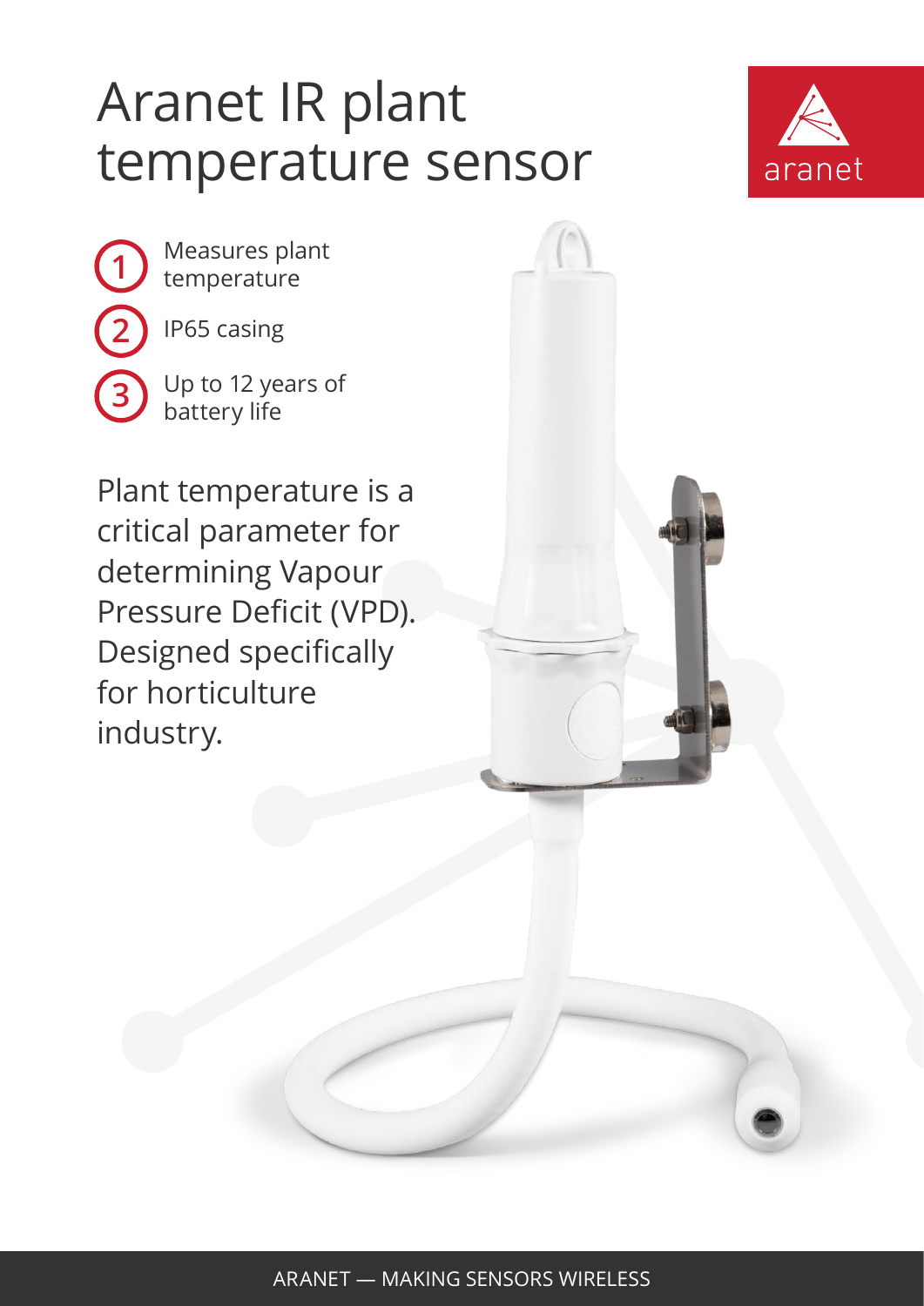# Aranet IR plant temperature sensor

1. Measures plant temperature
2. IP65 casing
3. Up to 12 years of battery life

Plant temperature is a critical parameter for determining Vapour Pressure Deficit (VPD). Designed specifically for horticulture industry.

ARANET — MAKING SENSORS WIRELESS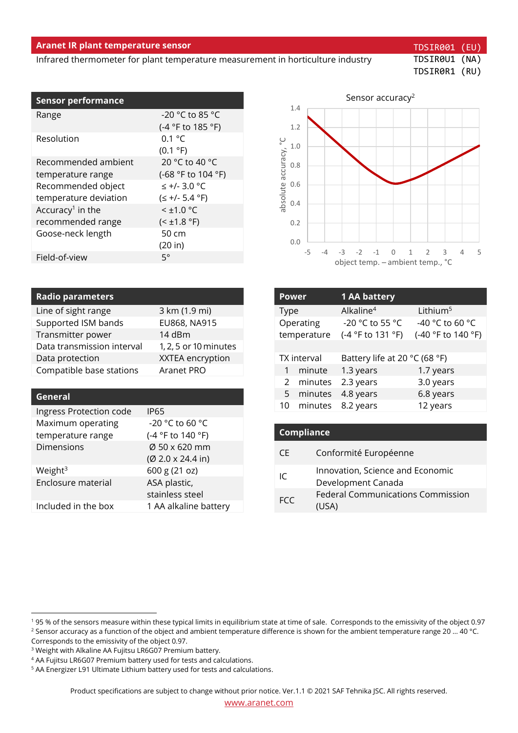## Aranet IR plant temperature sensor

TDSIR001 (EU)
TDSIR0U1 (NA)
TDSIR0R1 (RU)

Infrared thermometer for plant temperature measurement in horticulture industry

| Sensor performance | |
|---|---|
| Range | -20 °C to 85 °C (-4 °F to 185 °F) |
| Resolution | 0.1 °C (0.1 °F) |
| Recommended ambient temperature range | 20 °C to 40 °C (-68 °F to 104 °F) |
| Recommended object temperature deviation | ≤ +/- 3.0 °C (≤ +/- 5.4 °F) |
| Accuracy[1] in the recommended range | < ±1.0 °C (< ±1.8 °F) |
| Goose-neck length | 50 cm (20 in) |
| Field-of-view | 5° |

Sensor accuracy[2]

absolute accuracy, °C

1.4
1.2
1.0
0.8
0.6
0.4
0.2
0.0

-5 -4 -3 -2 -1 0 1 2 3 4 5

object temp. – ambient temp., °C

| Radio parameters | |
|---|---|
| Line of sight range | 3 km (1.9 mi) |
| Supported ISM bands | EU868, NA915 |
| Transmitter power | 14 dBm |
| Data transmission interval | 1, 2, 5 or 10 minutes |
| Data protection | XXTEA encryption |
| Compatible base stations | Aranet PRO |

| General | |
|---|---|
| Ingress Protection code | IP65 |
| Maximum operating temperature range | -20 °C to 60 °C (-4 °F to 140 °F) |
| Dimensions | Ø 50 x 620 mm (Ø 2.0 x 24.4 in) |
| Weight[3] | 600 g (21 oz) |
| Enclosure material | ASA plastic, stainless steel |
| Included in the box | 1 AA alkaline battery |

| Power | 1 AA battery | |
|---|---|---|
| Type | Alkaline[4] | Lithium[5] |
| Operating temperature | -20 °C to 55 °C (-4 °F to 131 °F) | -40 °C to 60 °C (-40 °F to 140 °F) |
| TX interval | Battery life at 20 °C (68 °F) | |
| 1 minute | 1.3 years | 1.7 years |
| 2 minutes | 2.3 years | 3.0 years |
| 5 minutes | 4.8 years | 6.8 years |
| 10 minutes | 8.2 years | 12 years |

| Compliance | |
|---|---|
| CE | Conformité Européenne |
| IC | Innovation, Science and Economic Development Canada |
| FCC | Federal Communications Commission (USA) |

[1] 95 % of the sensors measure within these typical limits in equilibrium state at time of sale. Corresponds to the emissivity of the object 0.97
[2] Sensor accuracy as a function of the object and ambient temperature difference is shown for the ambient temperature range 20 ... 40 °C. Corresponds to the emissivity of the object 0.97.
[3] Weight with Alkaline AA Fujitsu LR6G07 Premium battery.
[4] AA Fujitsu LR6G07 Premium battery used for tests and calculations.
[5] AA Energizer L91 Ultimate Lithium battery used for tests and calculations.

Product specifications are subject to change without prior notice. Ver.1.1 © 2021 SAF Tehnika JSC. All rights reserved.

www.aranet.com